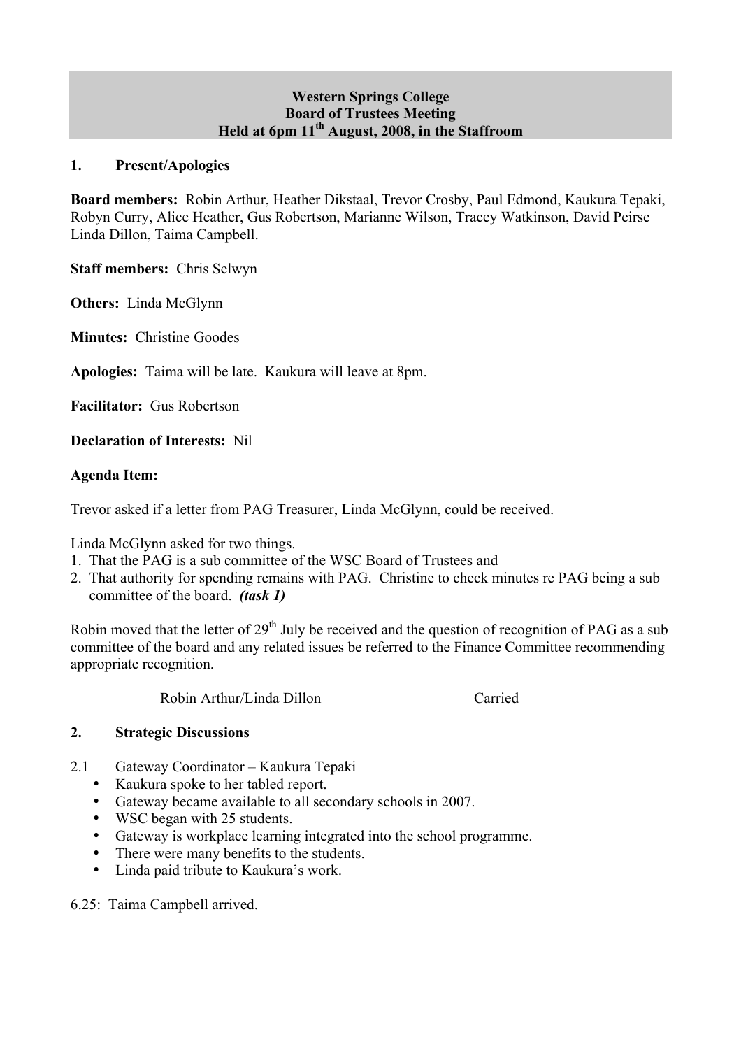**Western Springs College**
**Board of Trustees Meeting**
**Held at 6pm 11th August, 2008, in the Staffroom**

## 1. Present/Apologies

**Board members:** Robin Arthur, Heather Dikstaal, Trevor Crosby, Paul Edmond, Kaukura Tepaki, Robyn Curry, Alice Heather, Gus Robertson, Marianne Wilson, Tracey Watkinson, David Peirse Linda Dillon, Taima Campbell.

**Staff members:** Chris Selwyn

**Others:** Linda McGlynn

**Minutes:** Christine Goodes

**Apologies:** Taima will be late. Kaukura will leave at 8pm.

**Facilitator:** Gus Robertson

**Declaration of Interests:** Nil

**Agenda Item:**

Trevor asked if a letter from PAG Treasurer, Linda McGlynn, could be received.

Linda McGlynn asked for two things.

1. That the PAG is a sub committee of the WSC Board of Trustees and
2. That authority for spending remains with PAG. Christine to check minutes re PAG being a sub committee of the board. ***(task 1)***

Robin moved that the letter of 29th July be received and the question of recognition of PAG as a sub committee of the board and any related issues be referred to the Finance Committee recommending appropriate recognition.

Robin Arthur/Linda Dillon Carried

## 2. Strategic Discussions

2.1 Gateway Coordinator – Kaukura Tepaki

- Kaukura spoke to her tabled report.
- Gateway became available to all secondary schools in 2007.
- WSC began with 25 students.
- Gateway is workplace learning integrated into the school programme.
- There were many benefits to the students.
- Linda paid tribute to Kaukura's work.

6.25: Taima Campbell arrived.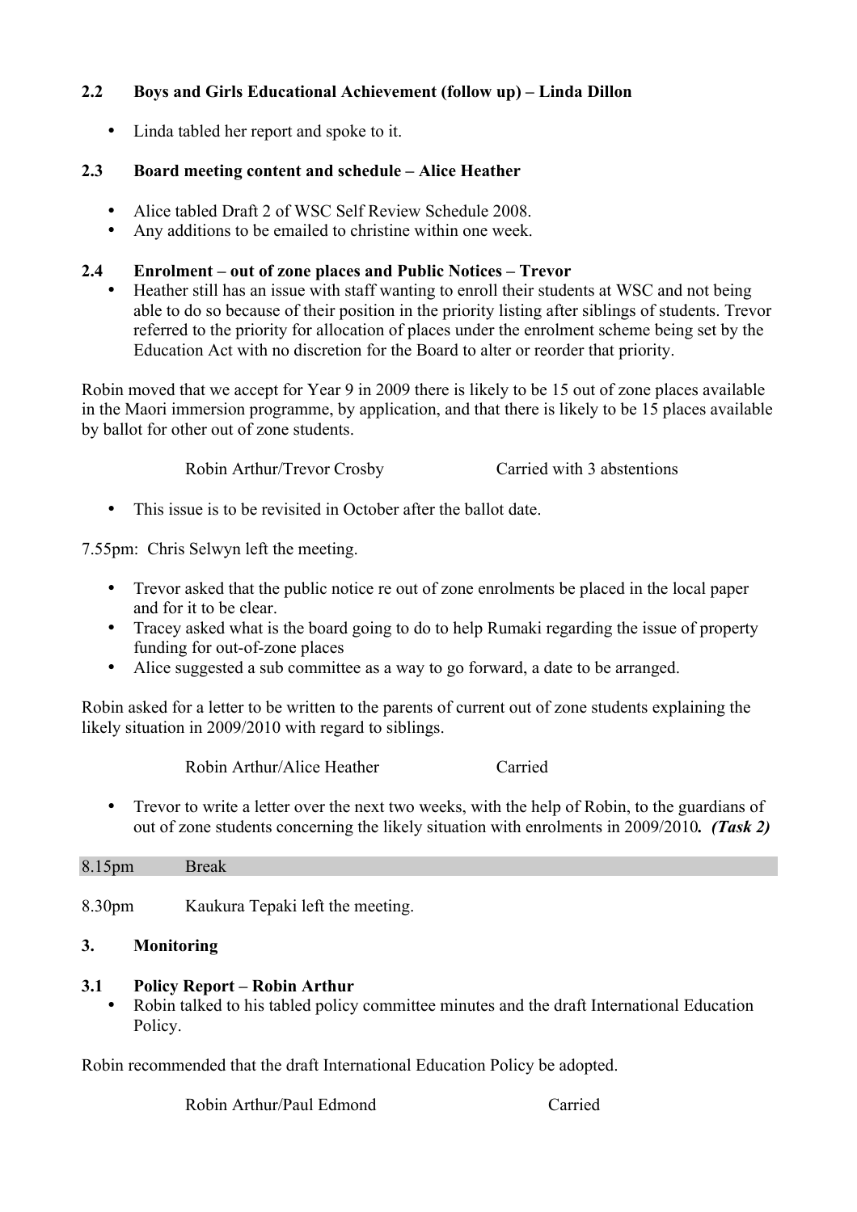### 2.2 Boys and Girls Educational Achievement (follow up) – Linda Dillon

- Linda tabled her report and spoke to it.

### 2.3 Board meeting content and schedule – Alice Heather

- Alice tabled Draft 2 of WSC Self Review Schedule 2008.
- Any additions to be emailed to christine within one week.

### 2.4 Enrolment – out of zone places and Public Notices – Trevor

- Heather still has an issue with staff wanting to enroll their students at WSC and not being able to do so because of their position in the priority listing after siblings of students. Trevor referred to the priority for allocation of places under the enrolment scheme being set by the Education Act with no discretion for the Board to alter or reorder that priority.

Robin moved that we accept for Year 9 in 2009 there is likely to be 15 out of zone places available in the Maori immersion programme, by application, and that there is likely to be 15 places available by ballot for other out of zone students.

Robin Arthur/Trevor Crosby Carried with 3 abstentions

- This issue is to be revisited in October after the ballot date.

7.55pm: Chris Selwyn left the meeting.

- Trevor asked that the public notice re out of zone enrolments be placed in the local paper and for it to be clear.
- Tracey asked what is the board going to do to help Rumaki regarding the issue of property funding for out-of-zone places
- Alice suggested a sub committee as a way to go forward, a date to be arranged.

Robin asked for a letter to be written to the parents of current out of zone students explaining the likely situation in 2009/2010 with regard to siblings.

Robin Arthur/Alice Heather Carried

- Trevor to write a letter over the next two weeks, with the help of Robin, to the guardians of out of zone students concerning the likely situation with enrolments in 2009/2010. ***(Task 2)***

8.15pm Break

8.30pm Kaukura Tepaki left the meeting.

## 3. Monitoring

### 3.1 Policy Report – Robin Arthur

- Robin talked to his tabled policy committee minutes and the draft International Education Policy.

Robin recommended that the draft International Education Policy be adopted.

Robin Arthur/Paul Edmond Carried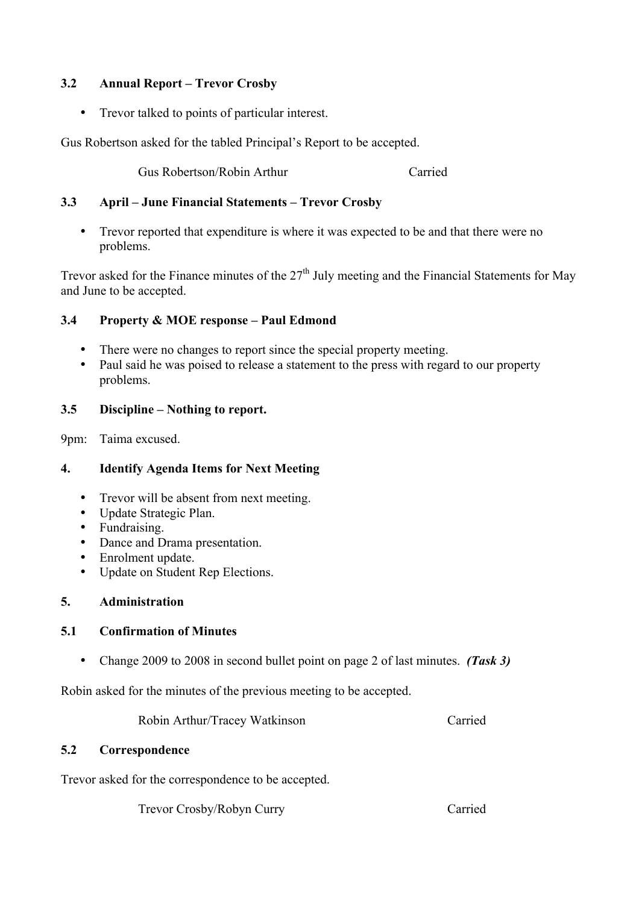### 3.2 Annual Report – Trevor Crosby

- Trevor talked to points of particular interest.

Gus Robertson asked for the tabled Principal's Report to be accepted.

Gus Robertson/Robin Arthur Carried

### 3.3 April – June Financial Statements – Trevor Crosby

- Trevor reported that expenditure is where it was expected to be and that there were no problems.

Trevor asked for the Finance minutes of the 27th July meeting and the Financial Statements for May and June to be accepted.

### 3.4 Property & MOE response – Paul Edmond

- There were no changes to report since the special property meeting.
- Paul said he was poised to release a statement to the press with regard to our property problems.

### 3.5 Discipline – Nothing to report.

9pm: Taima excused.

## 4. Identify Agenda Items for Next Meeting

- Trevor will be absent from next meeting.
- Update Strategic Plan.
- Fundraising.
- Dance and Drama presentation.
- Enrolment update.
- Update on Student Rep Elections.

## 5. Administration

### 5.1 Confirmation of Minutes

- Change 2009 to 2008 in second bullet point on page 2 of last minutes. ***(Task 3)***

Robin asked for the minutes of the previous meeting to be accepted.

Robin Arthur/Tracey Watkinson Carried

### 5.2 Correspondence

Trevor asked for the correspondence to be accepted.

Trevor Crosby/Robyn Curry Carried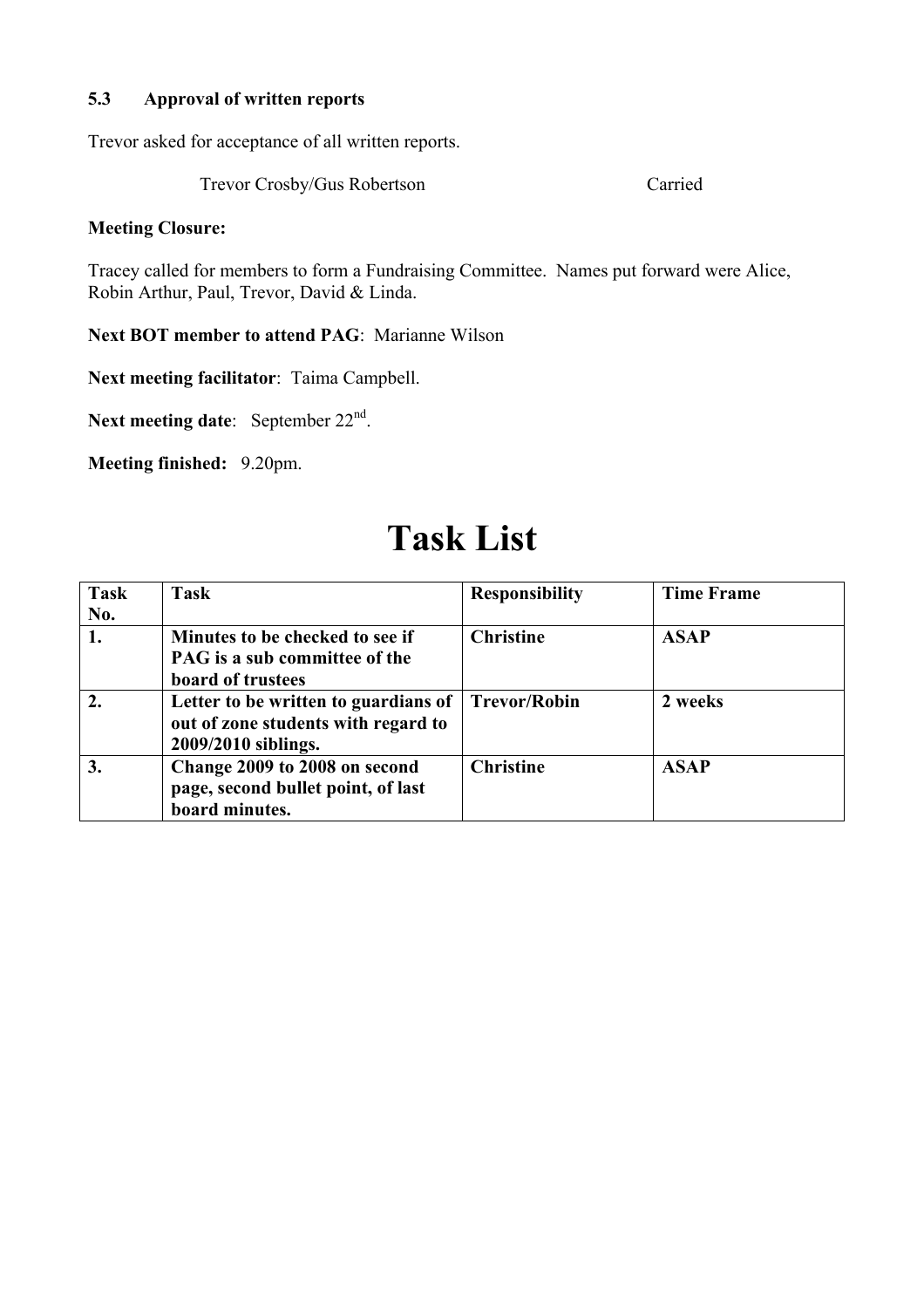### 5.3 Approval of written reports

Trevor asked for acceptance of all written reports.

Trevor Crosby/Gus Robertson Carried

**Meeting Closure:**

Tracey called for members to form a Fundraising Committee. Names put forward were Alice, Robin Arthur, Paul, Trevor, David & Linda.

**Next BOT member to attend PAG**: Marianne Wilson

**Next meeting facilitator**: Taima Campbell.

**Next meeting date**: September 22nd.

**Meeting finished:** 9.20pm.

# Task List

| Task No. | Task | Responsibility | Time Frame |
|---|---|---|---|
| **1.** | **Minutes to be checked to see if PAG is a sub committee of the board of trustees** | **Christine** | **ASAP** |
| **2.** | **Letter to be written to guardians of out of zone students with regard to 2009/2010 siblings.** | **Trevor/Robin** | **2 weeks** |
| **3.** | **Change 2009 to 2008 on second page, second bullet point, of last board minutes.** | **Christine** | **ASAP** |